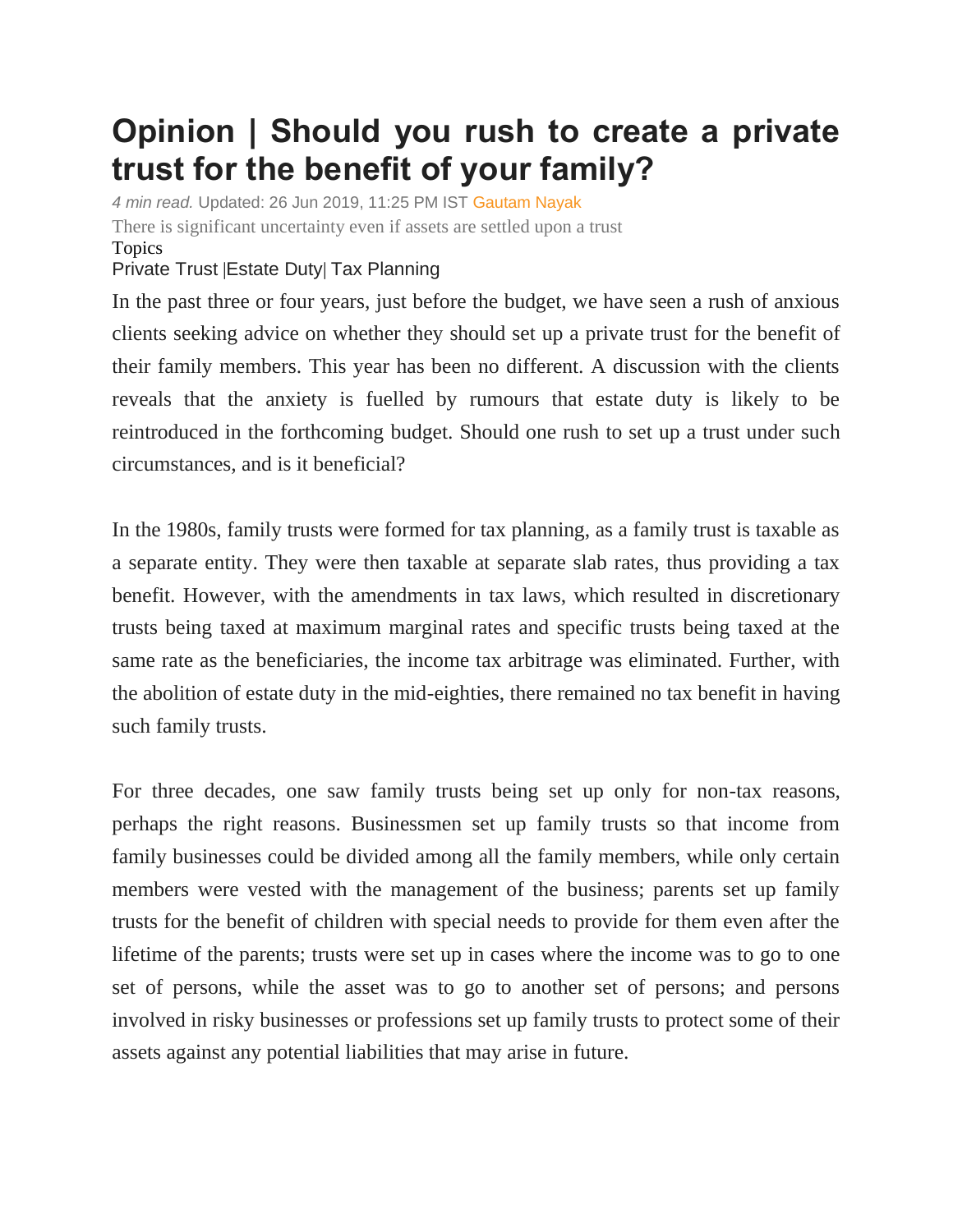# Opinion | Should you rush to create a private trust for the benefit of your family?

*4 min read.* Updated: 26 Jun 2019, 11:25 PM IST Gautam Nayak

There is significant uncertainty even if assets are settled upon a trust

Topics

Private Trust |Estate Duty| Tax Planning

In the past three or four years, just before the budget, we have seen a rush of anxious clients seeking advice on whether they should set up a private trust for the benefit of their family members. This year has been no different. A discussion with the clients reveals that the anxiety is fuelled by rumours that estate duty is likely to be reintroduced in the forthcoming budget. Should one rush to set up a trust under such circumstances, and is it beneficial?

In the 1980s, family trusts were formed for tax planning, as a family trust is taxable as a separate entity. They were then taxable at separate slab rates, thus providing a tax benefit. However, with the amendments in tax laws, which resulted in discretionary trusts being taxed at maximum marginal rates and specific trusts being taxed at the same rate as the beneficiaries, the income tax arbitrage was eliminated. Further, with the abolition of estate duty in the mid-eighties, there remained no tax benefit in having such family trusts.

For three decades, one saw family trusts being set up only for non-tax reasons, perhaps the right reasons. Businessmen set up family trusts so that income from family businesses could be divided among all the family members, while only certain members were vested with the management of the business; parents set up family trusts for the benefit of children with special needs to provide for them even after the lifetime of the parents; trusts were set up in cases where the income was to go to one set of persons, while the asset was to go to another set of persons; and persons involved in risky businesses or professions set up family trusts to protect some of their assets against any potential liabilities that may arise in future.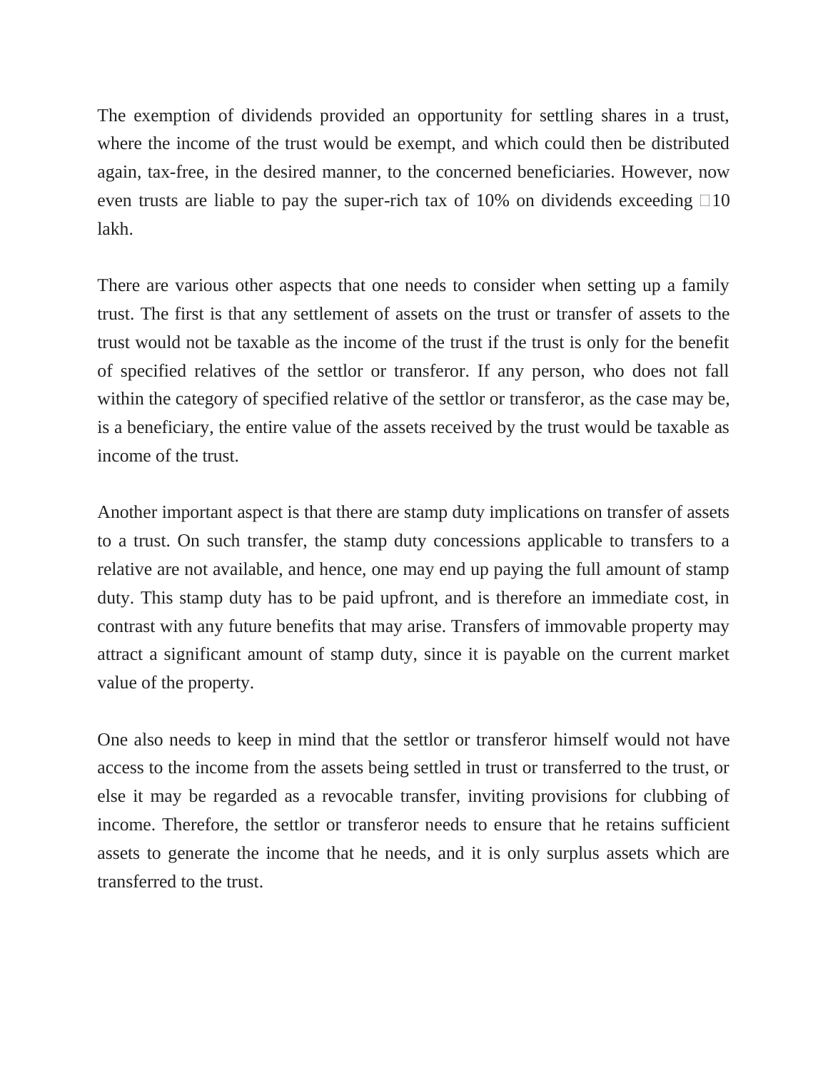The exemption of dividends provided an opportunity for settling shares in a trust, where the income of the trust would be exempt, and which could then be distributed again, tax-free, in the desired manner, to the concerned beneficiaries. However, now even trusts are liable to pay the super-rich tax of 10% on dividends exceeding ₹10 lakh.

There are various other aspects that one needs to consider when setting up a family trust. The first is that any settlement of assets on the trust or transfer of assets to the trust would not be taxable as the income of the trust if the trust is only for the benefit of specified relatives of the settlor or transferor. If any person, who does not fall within the category of specified relative of the settlor or transferor, as the case may be, is a beneficiary, the entire value of the assets received by the trust would be taxable as income of the trust.

Another important aspect is that there are stamp duty implications on transfer of assets to a trust. On such transfer, the stamp duty concessions applicable to transfers to a relative are not available, and hence, one may end up paying the full amount of stamp duty. This stamp duty has to be paid upfront, and is therefore an immediate cost, in contrast with any future benefits that may arise. Transfers of immovable property may attract a significant amount of stamp duty, since it is payable on the current market value of the property.

One also needs to keep in mind that the settlor or transferor himself would not have access to the income from the assets being settled in trust or transferred to the trust, or else it may be regarded as a revocable transfer, inviting provisions for clubbing of income. Therefore, the settlor or transferor needs to ensure that he retains sufficient assets to generate the income that he needs, and it is only surplus assets which are transferred to the trust.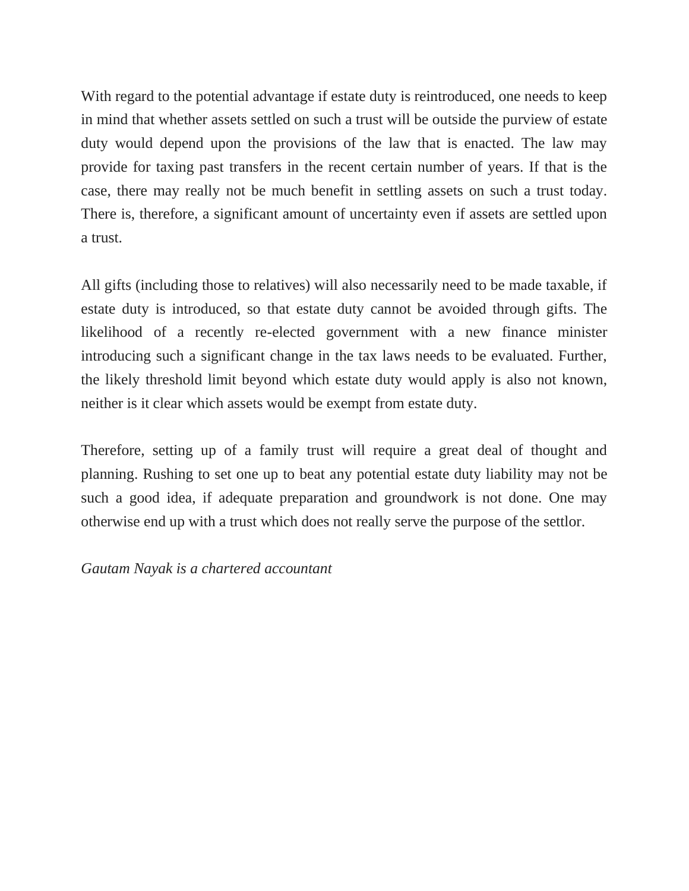With regard to the potential advantage if estate duty is reintroduced, one needs to keep in mind that whether assets settled on such a trust will be outside the purview of estate duty would depend upon the provisions of the law that is enacted. The law may provide for taxing past transfers in the recent certain number of years. If that is the case, there may really not be much benefit in settling assets on such a trust today. There is, therefore, a significant amount of uncertainty even if assets are settled upon a trust.

All gifts (including those to relatives) will also necessarily need to be made taxable, if estate duty is introduced, so that estate duty cannot be avoided through gifts. The likelihood of a recently re-elected government with a new finance minister introducing such a significant change in the tax laws needs to be evaluated. Further, the likely threshold limit beyond which estate duty would apply is also not known, neither is it clear which assets would be exempt from estate duty.

Therefore, setting up of a family trust will require a great deal of thought and planning. Rushing to set one up to beat any potential estate duty liability may not be such a good idea, if adequate preparation and groundwork is not done. One may otherwise end up with a trust which does not really serve the purpose of the settlor.

*Gautam Nayak is a chartered accountant*